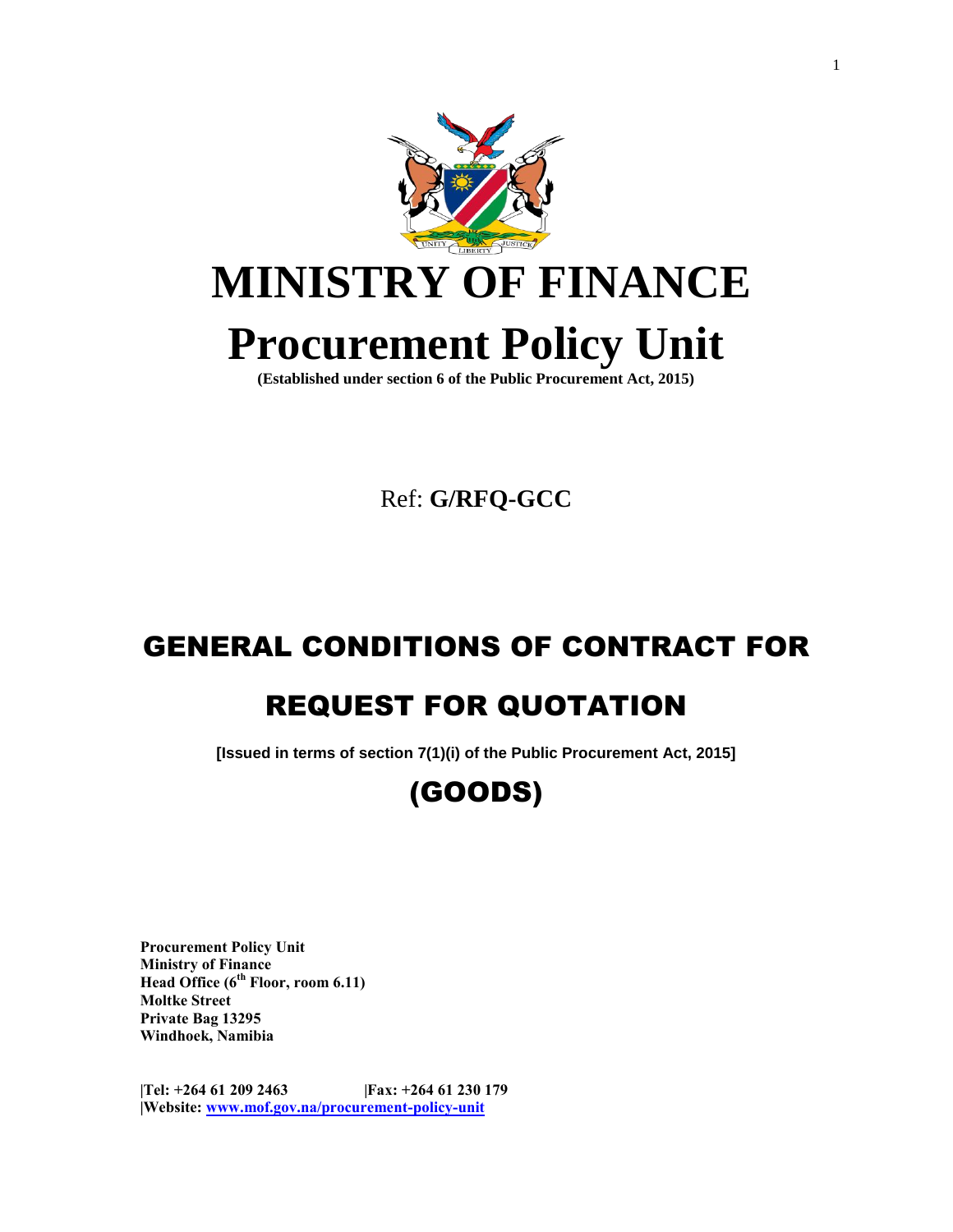# MINISTRY OF FINANCE

# Procurement Policy Unit

**(Established under section 6 of the Public Procurement Act, 2015)**

Ref: **G/RFQ-GCC**

## GENERAL CONDITIONS OF CONTRACT FOR

## REQUEST FOR QUOTATION

**[Issued in terms of section 7(1)(i) of the Public Procurement Act, 2015]**

## (GOODS)

**Procurement Policy Unit**
**Ministry of Finance**
**Head Office (6th Floor, room 6.11)**
**Moltke Street**
**Private Bag 13295**
**Windhoek, Namibia**

**|Tel: +264 61 209 2463 |Fax: +264 61 230 179**
**|Website: www.mof.gov.na/procurement-policy-unit**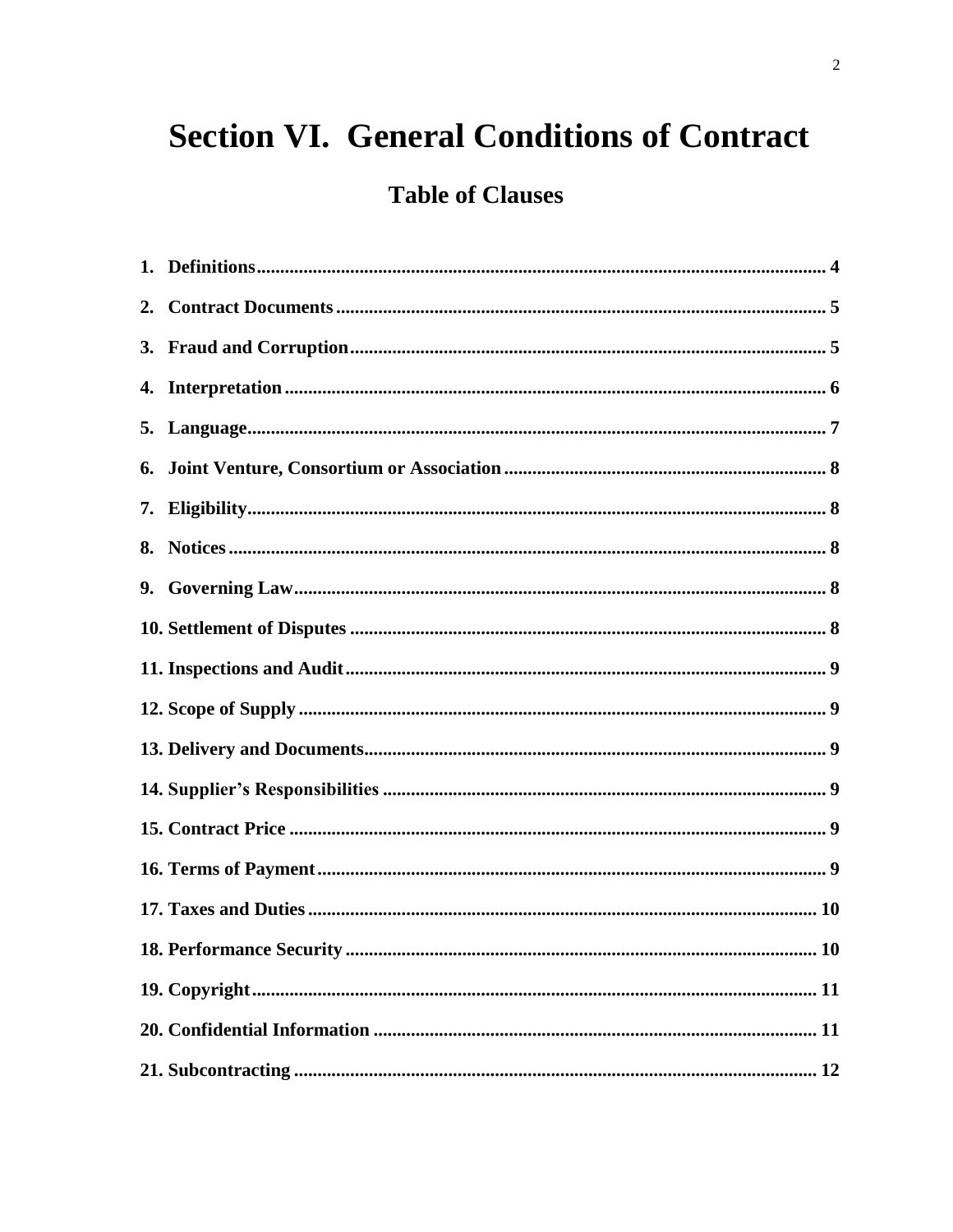# Section VI. General Conditions of Contract

## Table of Clauses

1. **Definitions** ........ 4
2. **Contract Documents** ........ 5
3. **Fraud and Corruption** ........ 5
4. **Interpretation** ........ 6
5. **Language** ........ 7
6. **Joint Venture, Consortium or Association** ........ 8
7. **Eligibility** ........ 8
8. **Notices** ........ 8
9. **Governing Law** ........ 8
10. **Settlement of Disputes** ........ 8
11. **Inspections and Audit** ........ 9
12. **Scope of Supply** ........ 9
13. **Delivery and Documents** ........ 9
14. **Supplier's Responsibilities** ........ 9
15. **Contract Price** ........ 9
16. **Terms of Payment** ........ 9
17. **Taxes and Duties** ........ 10
18. **Performance Security** ........ 10
19. **Copyright** ........ 11
20. **Confidential Information** ........ 11
21. **Subcontracting** ........ 12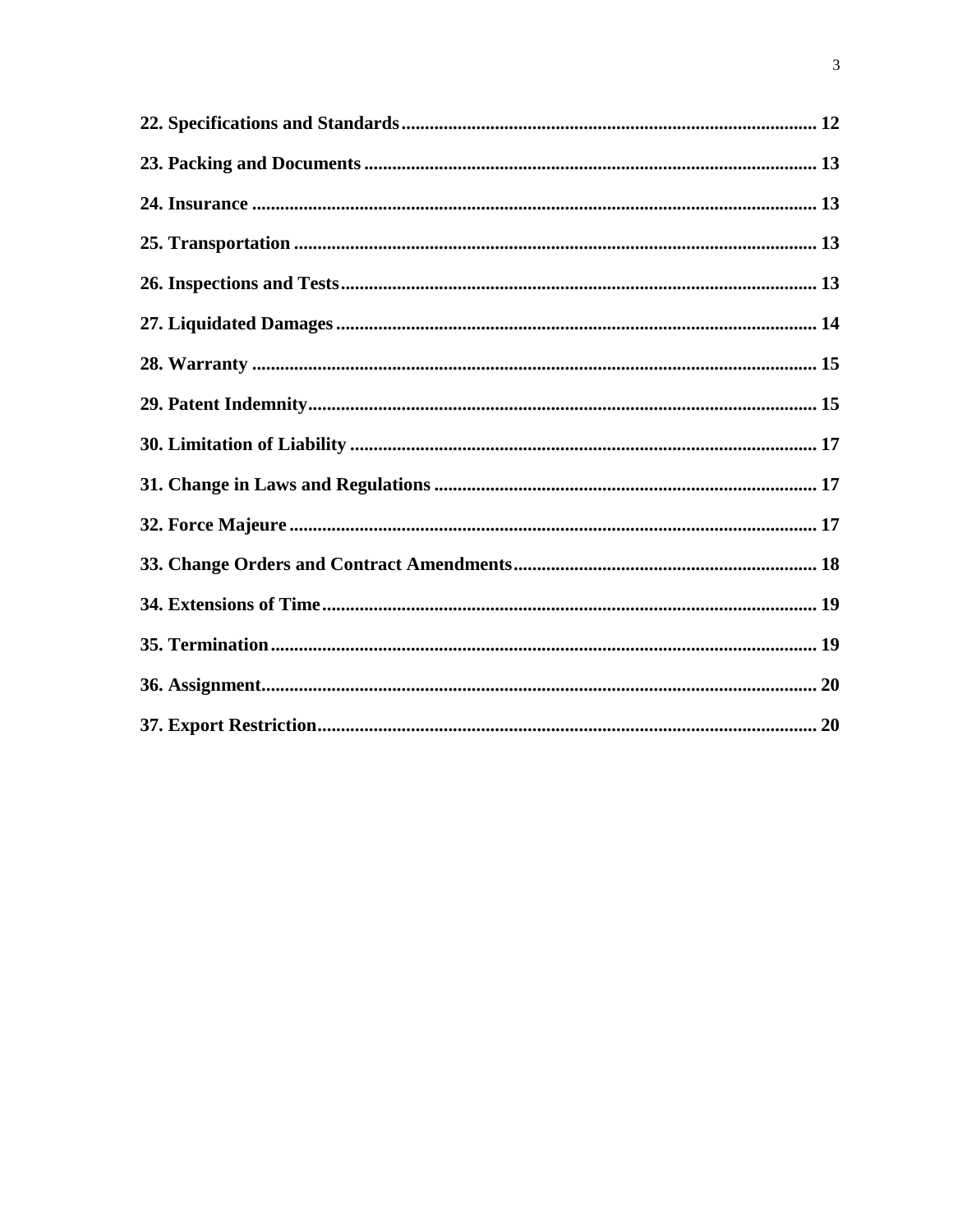**22. Specifications and Standards** ........................................................................................ 12

**23. Packing and Documents** ................................................................................................ 13

**24. Insurance** ........................................................................................................................ 13

**25. Transportation** ............................................................................................................... 13

**26. Inspections and Tests** ..................................................................................................... 13

**27. Liquidated Damages** ...................................................................................................... 14

**28. Warranty** ........................................................................................................................ 15

**29. Patent Indemnity** ............................................................................................................ 15

**30. Limitation of Liability** ................................................................................................... 17

**31. Change in Laws and Regulations** ................................................................................. 17

**32. Force Majeure** ................................................................................................................ 17

**33. Change Orders and Contract Amendments** ................................................................ 18

**34. Extensions of Time** ......................................................................................................... 19

**35. Termination** .................................................................................................................... 19

**36. Assignment** ...................................................................................................................... 20

**37. Export Restriction** .......................................................................................................... 20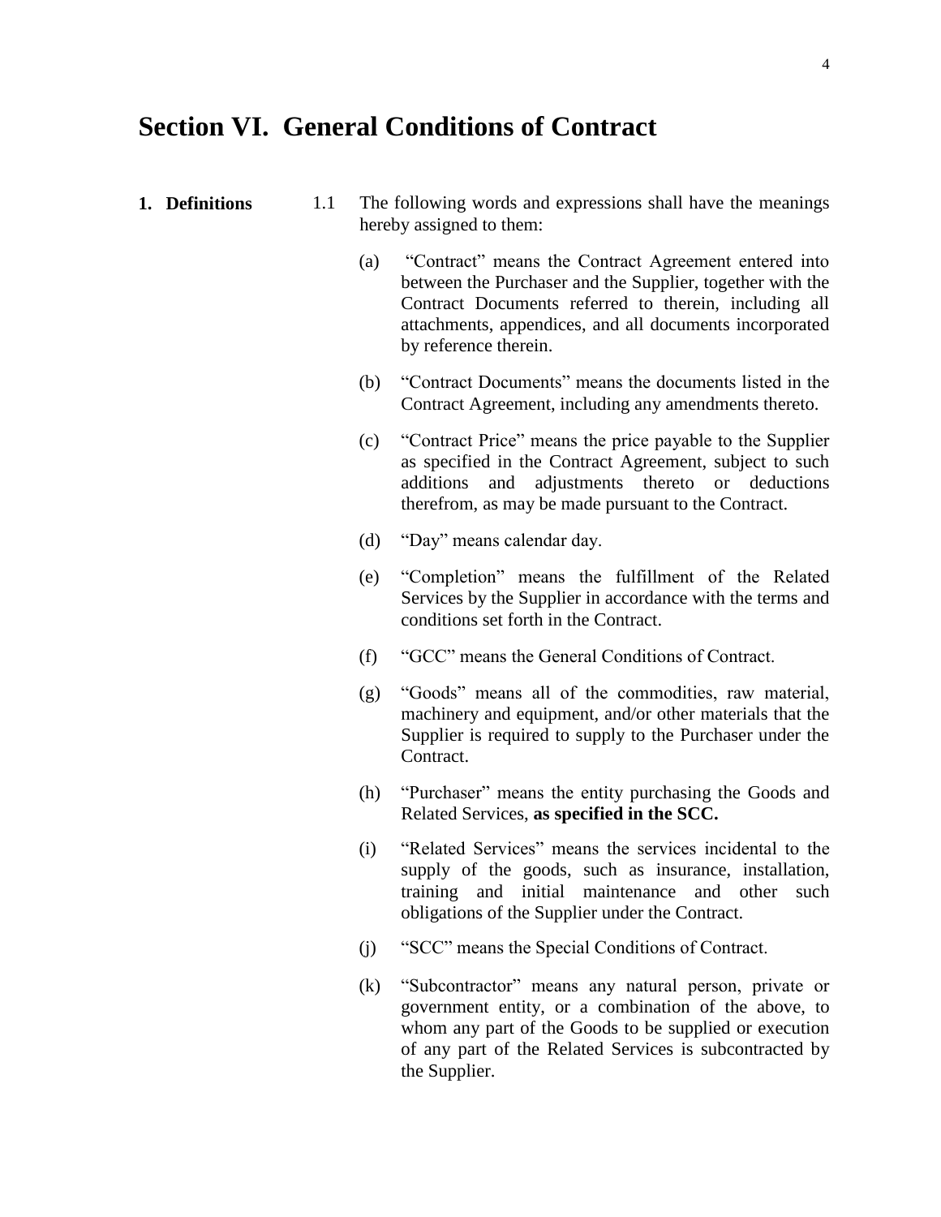# Section VI. General Conditions of Contract

**1. Definitions**

1.1 The following words and expressions shall have the meanings hereby assigned to them:

(a) "Contract" means the Contract Agreement entered into between the Purchaser and the Supplier, together with the Contract Documents referred to therein, including all attachments, appendices, and all documents incorporated by reference therein.

(b) "Contract Documents" means the documents listed in the Contract Agreement, including any amendments thereto.

(c) "Contract Price" means the price payable to the Supplier as specified in the Contract Agreement, subject to such additions and adjustments thereto or deductions therefrom, as may be made pursuant to the Contract.

(d) "Day" means calendar day.

(e) "Completion" means the fulfillment of the Related Services by the Supplier in accordance with the terms and conditions set forth in the Contract.

(f) "GCC" means the General Conditions of Contract.

(g) "Goods" means all of the commodities, raw material, machinery and equipment, and/or other materials that the Supplier is required to supply to the Purchaser under the Contract.

(h) "Purchaser" means the entity purchasing the Goods and Related Services, **as specified in the SCC.**

(i) "Related Services" means the services incidental to the supply of the goods, such as insurance, installation, training and initial maintenance and other such obligations of the Supplier under the Contract.

(j) "SCC" means the Special Conditions of Contract.

(k) "Subcontractor" means any natural person, private or government entity, or a combination of the above, to whom any part of the Goods to be supplied or execution of any part of the Related Services is subcontracted by the Supplier.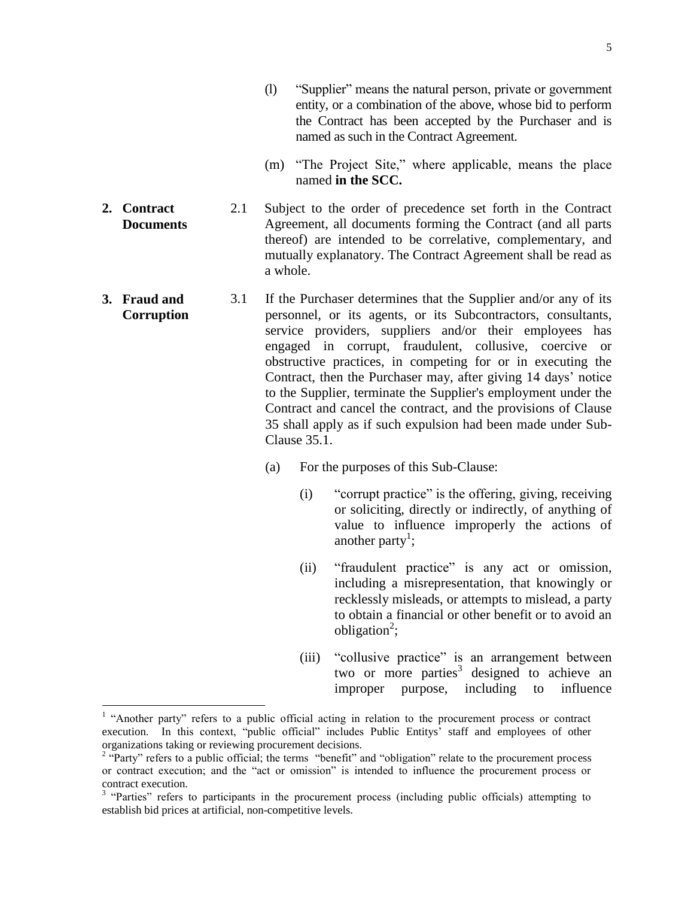(l) "Supplier" means the natural person, private or government entity, or a combination of the above, whose bid to perform the Contract has been accepted by the Purchaser and is named as such in the Contract Agreement.

(m) "The Project Site," where applicable, means the place named **in the SCC.**

**2. Contract Documents**

2.1 Subject to the order of precedence set forth in the Contract Agreement, all documents forming the Contract (and all parts thereof) are intended to be correlative, complementary, and mutually explanatory. The Contract Agreement shall be read as a whole.

**3. Fraud and Corruption**

3.1 If the Purchaser determines that the Supplier and/or any of its personnel, or its agents, or its Subcontractors, consultants, service providers, suppliers and/or their employees has engaged in corrupt, fraudulent, collusive, coercive or obstructive practices, in competing for or in executing the Contract, then the Purchaser may, after giving 14 days' notice to the Supplier, terminate the Supplier's employment under the Contract and cancel the contract, and the provisions of Clause 35 shall apply as if such expulsion had been made under Sub-Clause 35.1.

(a) For the purposes of this Sub-Clause:

(i) "corrupt practice" is the offering, giving, receiving or soliciting, directly or indirectly, of anything of value to influence improperly the actions of another party[1];

(ii) "fraudulent practice" is any act or omission, including a misrepresentation, that knowingly or recklessly misleads, or attempts to mislead, a party to obtain a financial or other benefit or to avoid an obligation[2];

(iii) "collusive practice" is an arrangement between two or more parties[3] designed to achieve an improper purpose, including to influence

---

[1] "Another party" refers to a public official acting in relation to the procurement process or contract execution. In this context, "public official" includes Public Entitys' staff and employees of other organizations taking or reviewing procurement decisions.

[2] "Party" refers to a public official; the terms "benefit" and "obligation" relate to the procurement process or contract execution; and the "act or omission" is intended to influence the procurement process or contract execution.

[3] "Parties" refers to participants in the procurement process (including public officials) attempting to establish bid prices at artificial, non-competitive levels.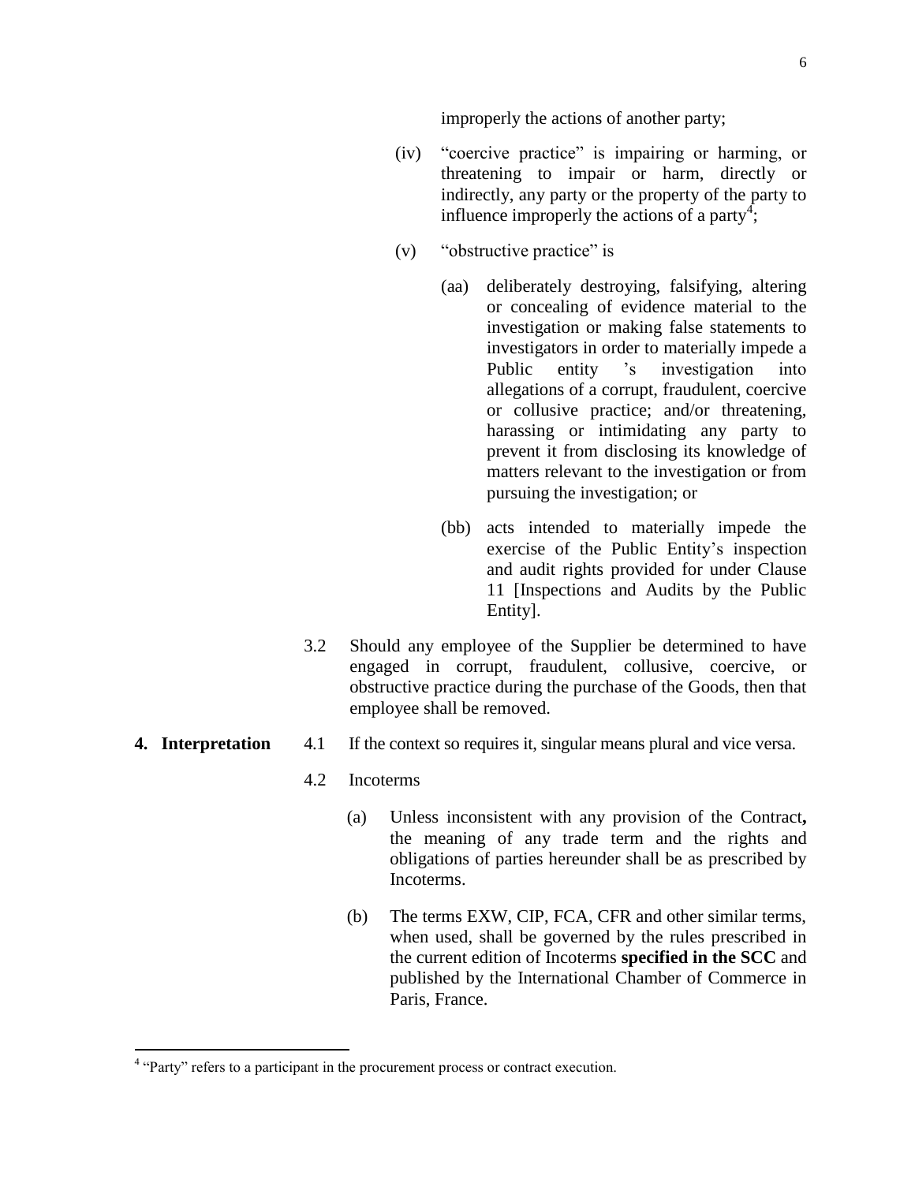improperly the actions of another party;

(iv) "coercive practice" is impairing or harming, or threatening to impair or harm, directly or indirectly, any party or the property of the party to influence improperly the actions of a party[4];

(v) "obstructive practice" is

(aa) deliberately destroying, falsifying, altering or concealing of evidence material to the investigation or making false statements to investigators in order to materially impede a Public entity 's investigation into allegations of a corrupt, fraudulent, coercive or collusive practice; and/or threatening, harassing or intimidating any party to prevent it from disclosing its knowledge of matters relevant to the investigation or from pursuing the investigation; or

(bb) acts intended to materially impede the exercise of the Public Entity's inspection and audit rights provided for under Clause 11 [Inspections and Audits by the Public Entity].

3.2 Should any employee of the Supplier be determined to have engaged in corrupt, fraudulent, collusive, coercive, or obstructive practice during the purchase of the Goods, then that employee shall be removed.

**4. Interpretation**

4.1 If the context so requires it, singular means plural and vice versa.

4.2 Incoterms

(a) Unless inconsistent with any provision of the Contract**,** the meaning of any trade term and the rights and obligations of parties hereunder shall be as prescribed by Incoterms.

(b) The terms EXW, CIP, FCA, CFR and other similar terms, when used, shall be governed by the rules prescribed in the current edition of Incoterms **specified in the SCC** and published by the International Chamber of Commerce in Paris, France.

---

[4] "Party" refers to a participant in the procurement process or contract execution.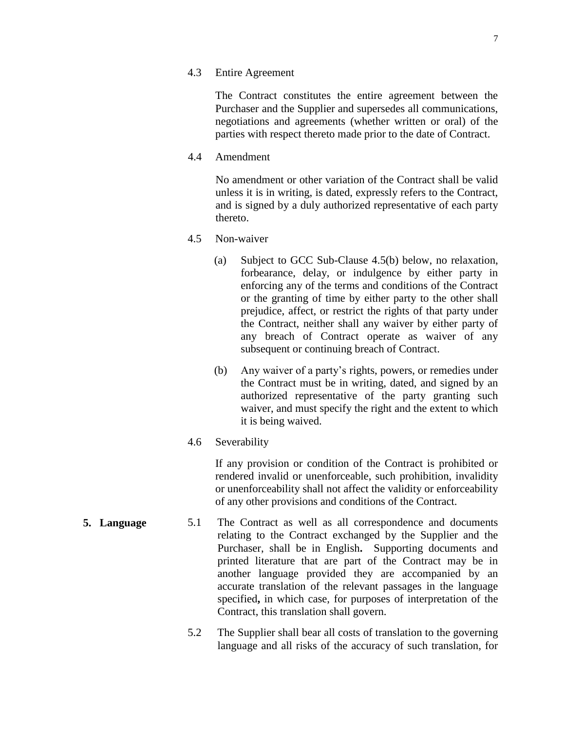4.3 Entire Agreement

The Contract constitutes the entire agreement between the Purchaser and the Supplier and supersedes all communications, negotiations and agreements (whether written or oral) of the parties with respect thereto made prior to the date of Contract.

4.4 Amendment

No amendment or other variation of the Contract shall be valid unless it is in writing, is dated, expressly refers to the Contract, and is signed by a duly authorized representative of each party thereto.

4.5 Non-waiver

(a) Subject to GCC Sub-Clause 4.5(b) below, no relaxation, forbearance, delay, or indulgence by either party in enforcing any of the terms and conditions of the Contract or the granting of time by either party to the other shall prejudice, affect, or restrict the rights of that party under the Contract, neither shall any waiver by either party of any breach of Contract operate as waiver of any subsequent or continuing breach of Contract.

(b) Any waiver of a party's rights, powers, or remedies under the Contract must be in writing, dated, and signed by an authorized representative of the party granting such waiver, and must specify the right and the extent to which it is being waived.

4.6 Severability

If any provision or condition of the Contract is prohibited or rendered invalid or unenforceable, such prohibition, invalidity or unenforceability shall not affect the validity or enforceability of any other provisions and conditions of the Contract.

**5. Language**

5.1 The Contract as well as all correspondence and documents relating to the Contract exchanged by the Supplier and the Purchaser, shall be in English**.** Supporting documents and printed literature that are part of the Contract may be in another language provided they are accompanied by an accurate translation of the relevant passages in the language specified**,** in which case, for purposes of interpretation of the Contract, this translation shall govern.

5.2 The Supplier shall bear all costs of translation to the governing language and all risks of the accuracy of such translation, for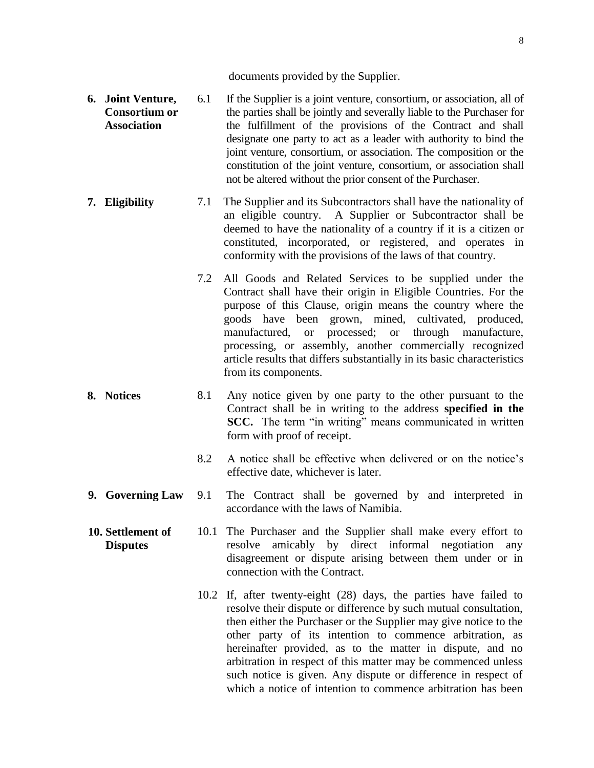documents provided by the Supplier.

**6. Joint Venture, Consortium or Association**

6.1 If the Supplier is a joint venture, consortium, or association, all of the parties shall be jointly and severally liable to the Purchaser for the fulfillment of the provisions of the Contract and shall designate one party to act as a leader with authority to bind the joint venture, consortium, or association. The composition or the constitution of the joint venture, consortium, or association shall not be altered without the prior consent of the Purchaser.

**7. Eligibility**

7.1 The Supplier and its Subcontractors shall have the nationality of an eligible country. A Supplier or Subcontractor shall be deemed to have the nationality of a country if it is a citizen or constituted, incorporated, or registered, and operates in conformity with the provisions of the laws of that country.

7.2 All Goods and Related Services to be supplied under the Contract shall have their origin in Eligible Countries. For the purpose of this Clause, origin means the country where the goods have been grown, mined, cultivated, produced, manufactured, or processed; or through manufacture, processing, or assembly, another commercially recognized article results that differs substantially in its basic characteristics from its components.

**8. Notices**

8.1 Any notice given by one party to the other pursuant to the Contract shall be in writing to the address **specified in the SCC.** The term "in writing" means communicated in written form with proof of receipt.

8.2 A notice shall be effective when delivered or on the notice's effective date, whichever is later.

**9. Governing Law**

9.1 The Contract shall be governed by and interpreted in accordance with the laws of Namibia.

**10. Settlement of Disputes**

10.1 The Purchaser and the Supplier shall make every effort to resolve amicably by direct informal negotiation any disagreement or dispute arising between them under or in connection with the Contract.

10.2 If, after twenty-eight (28) days, the parties have failed to resolve their dispute or difference by such mutual consultation, then either the Purchaser or the Supplier may give notice to the other party of its intention to commence arbitration, as hereinafter provided, as to the matter in dispute, and no arbitration in respect of this matter may be commenced unless such notice is given. Any dispute or difference in respect of which a notice of intention to commence arbitration has been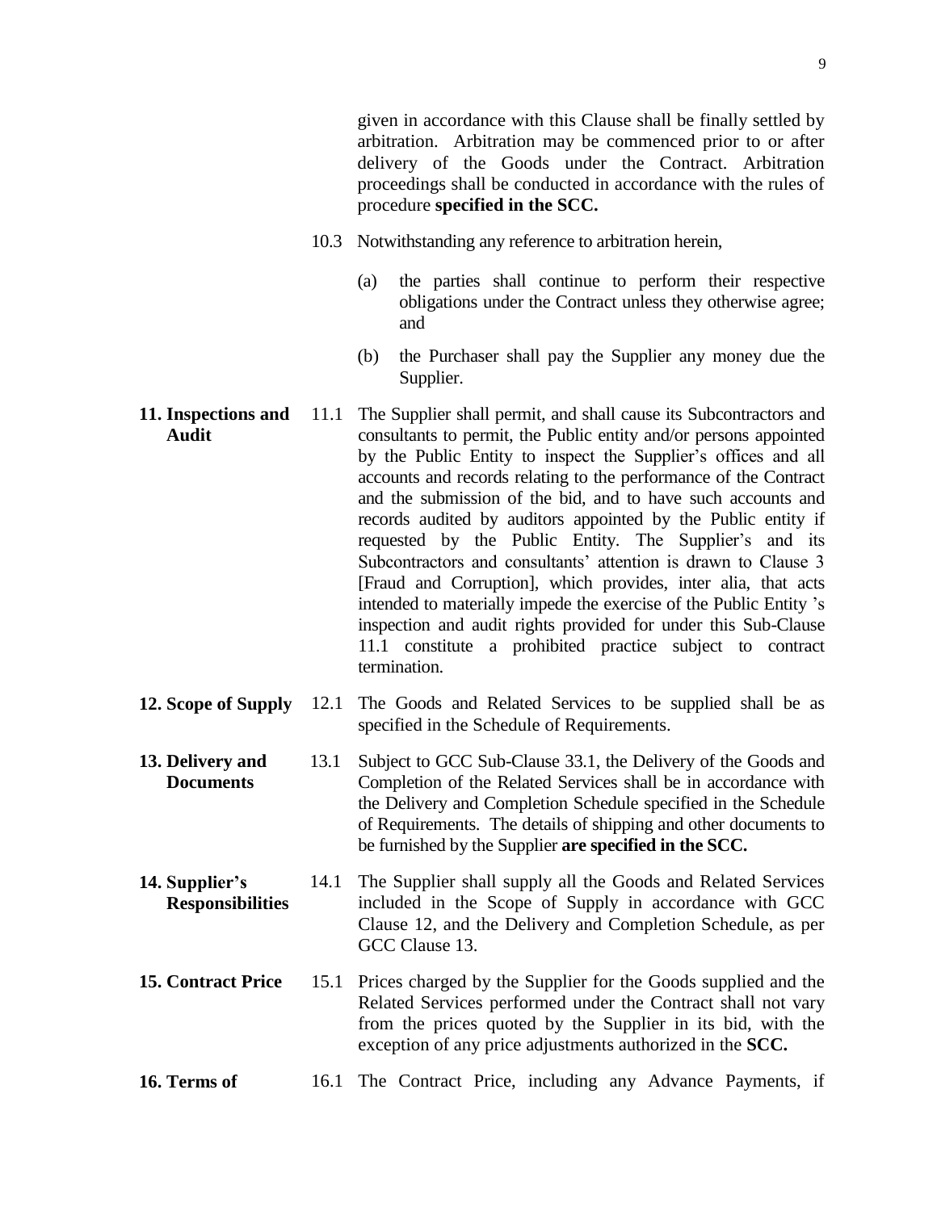given in accordance with this Clause shall be finally settled by arbitration. Arbitration may be commenced prior to or after delivery of the Goods under the Contract. Arbitration proceedings shall be conducted in accordance with the rules of procedure **specified in the SCC.**

10.3 Notwithstanding any reference to arbitration herein,

(a) the parties shall continue to perform their respective obligations under the Contract unless they otherwise agree; and

(b) the Purchaser shall pay the Supplier any money due the Supplier.

**11. Inspections and Audit**

11.1 The Supplier shall permit, and shall cause its Subcontractors and consultants to permit, the Public entity and/or persons appointed by the Public Entity to inspect the Supplier's offices and all accounts and records relating to the performance of the Contract and the submission of the bid, and to have such accounts and records audited by auditors appointed by the Public entity if requested by the Public Entity. The Supplier's and its Subcontractors and consultants' attention is drawn to Clause 3 [Fraud and Corruption], which provides, inter alia, that acts intended to materially impede the exercise of the Public Entity 's inspection and audit rights provided for under this Sub-Clause 11.1 constitute a prohibited practice subject to contract termination.

**12. Scope of Supply**

12.1 The Goods and Related Services to be supplied shall be as specified in the Schedule of Requirements.

**13. Delivery and Documents**

13.1 Subject to GCC Sub-Clause 33.1, the Delivery of the Goods and Completion of the Related Services shall be in accordance with the Delivery and Completion Schedule specified in the Schedule of Requirements. The details of shipping and other documents to be furnished by the Supplier **are specified in the SCC.**

**14. Supplier's Responsibilities**

14.1 The Supplier shall supply all the Goods and Related Services included in the Scope of Supply in accordance with GCC Clause 12, and the Delivery and Completion Schedule, as per GCC Clause 13.

**15. Contract Price**

15.1 Prices charged by the Supplier for the Goods supplied and the Related Services performed under the Contract shall not vary from the prices quoted by the Supplier in its bid, with the exception of any price adjustments authorized in the **SCC.**

**16. Terms of**

16.1 The Contract Price, including any Advance Payments, if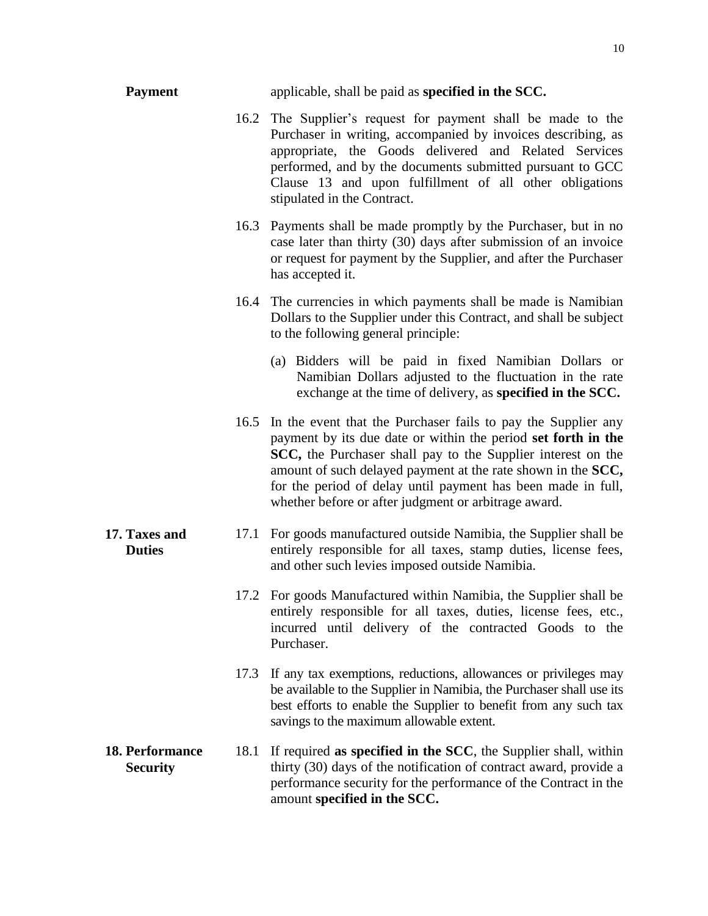**Payment** applicable, shall be paid as **specified in the SCC.**

16.2 The Supplier's request for payment shall be made to the Purchaser in writing, accompanied by invoices describing, as appropriate, the Goods delivered and Related Services performed, and by the documents submitted pursuant to GCC Clause 13 and upon fulfillment of all other obligations stipulated in the Contract.

16.3 Payments shall be made promptly by the Purchaser, but in no case later than thirty (30) days after submission of an invoice or request for payment by the Supplier, and after the Purchaser has accepted it.

16.4 The currencies in which payments shall be made is Namibian Dollars to the Supplier under this Contract, and shall be subject to the following general principle:

(a) Bidders will be paid in fixed Namibian Dollars or Namibian Dollars adjusted to the fluctuation in the rate exchange at the time of delivery, as **specified in the SCC.**

16.5 In the event that the Purchaser fails to pay the Supplier any payment by its due date or within the period **set forth in the SCC,** the Purchaser shall pay to the Supplier interest on the amount of such delayed payment at the rate shown in the **SCC,** for the period of delay until payment has been made in full, whether before or after judgment or arbitrage award.

**17. Taxes and Duties**

17.1 For goods manufactured outside Namibia, the Supplier shall be entirely responsible for all taxes, stamp duties, license fees, and other such levies imposed outside Namibia.

17.2 For goods Manufactured within Namibia, the Supplier shall be entirely responsible for all taxes, duties, license fees, etc., incurred until delivery of the contracted Goods to the Purchaser.

17.3 If any tax exemptions, reductions, allowances or privileges may be available to the Supplier in Namibia, the Purchaser shall use its best efforts to enable the Supplier to benefit from any such tax savings to the maximum allowable extent.

**18. Performance Security**

18.1 If required **as specified in the SCC**, the Supplier shall, within thirty (30) days of the notification of contract award, provide a performance security for the performance of the Contract in the amount **specified in the SCC.**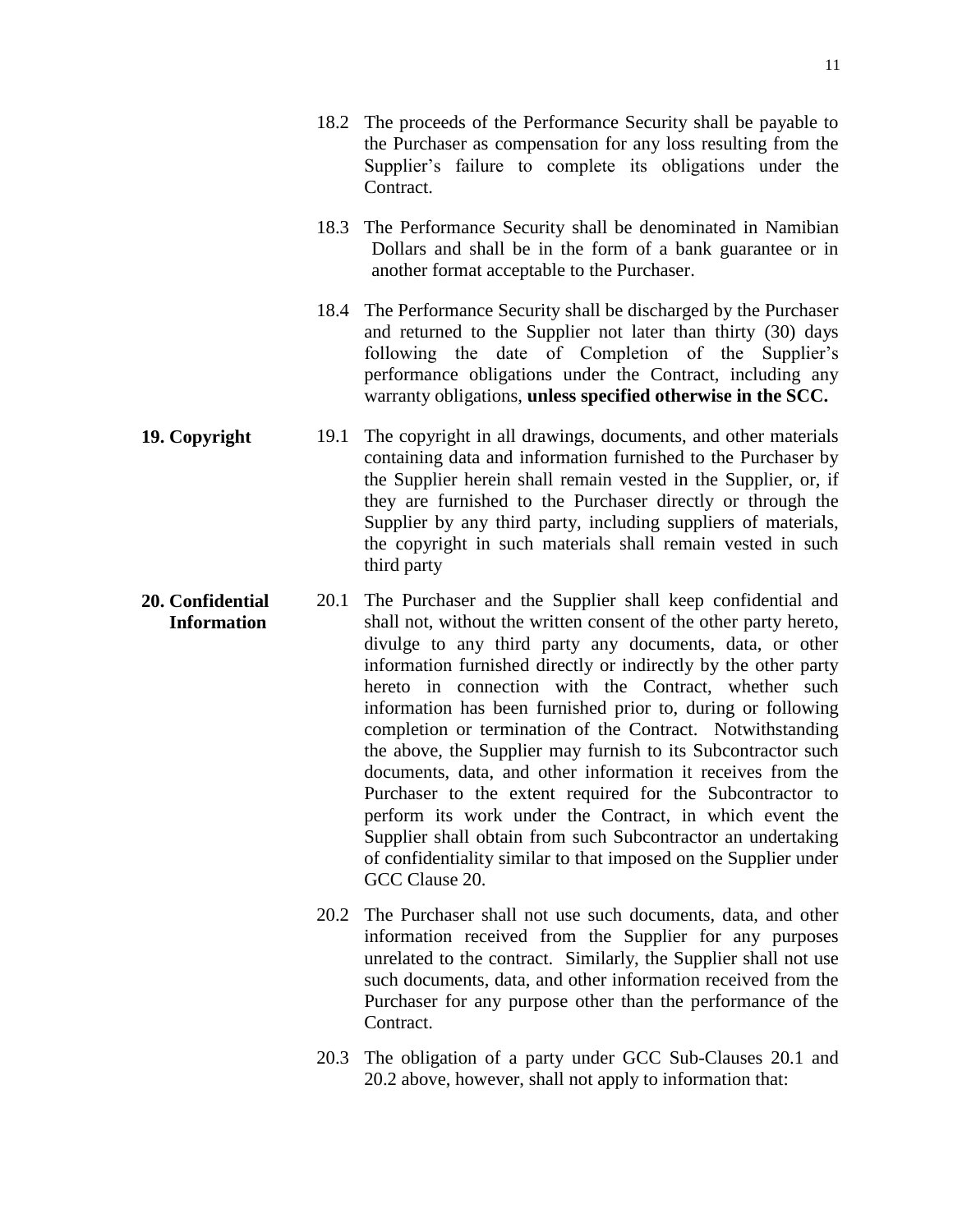18.2 The proceeds of the Performance Security shall be payable to the Purchaser as compensation for any loss resulting from the Supplier's failure to complete its obligations under the Contract.

18.3 The Performance Security shall be denominated in Namibian Dollars and shall be in the form of a bank guarantee or in another format acceptable to the Purchaser.

18.4 The Performance Security shall be discharged by the Purchaser and returned to the Supplier not later than thirty (30) days following the date of Completion of the Supplier's performance obligations under the Contract, including any warranty obligations, **unless specified otherwise in the SCC.**

**19. Copyright**

19.1 The copyright in all drawings, documents, and other materials containing data and information furnished to the Purchaser by the Supplier herein shall remain vested in the Supplier, or, if they are furnished to the Purchaser directly or through the Supplier by any third party, including suppliers of materials, the copyright in such materials shall remain vested in such third party

**20. Confidential Information**

20.1 The Purchaser and the Supplier shall keep confidential and shall not, without the written consent of the other party hereto, divulge to any third party any documents, data, or other information furnished directly or indirectly by the other party hereto in connection with the Contract, whether such information has been furnished prior to, during or following completion or termination of the Contract. Notwithstanding the above, the Supplier may furnish to its Subcontractor such documents, data, and other information it receives from the Purchaser to the extent required for the Subcontractor to perform its work under the Contract, in which event the Supplier shall obtain from such Subcontractor an undertaking of confidentiality similar to that imposed on the Supplier under GCC Clause 20.

20.2 The Purchaser shall not use such documents, data, and other information received from the Supplier for any purposes unrelated to the contract. Similarly, the Supplier shall not use such documents, data, and other information received from the Purchaser for any purpose other than the performance of the Contract.

20.3 The obligation of a party under GCC Sub-Clauses 20.1 and 20.2 above, however, shall not apply to information that: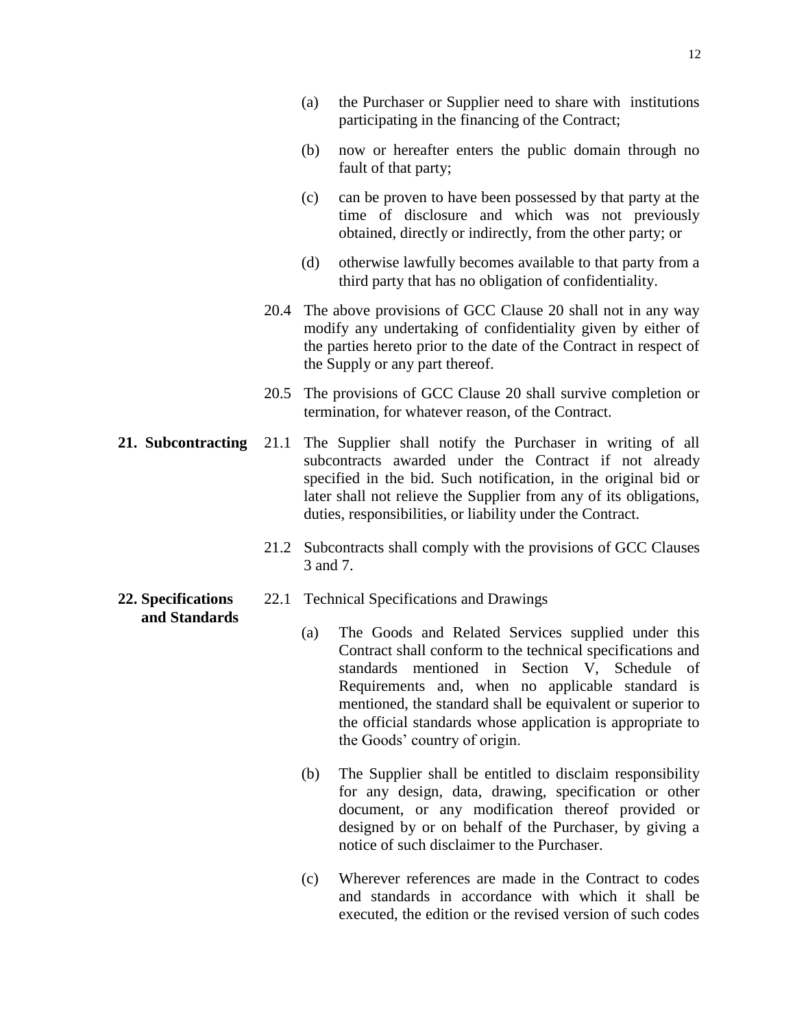(a) the Purchaser or Supplier need to share with institutions participating in the financing of the Contract;

(b) now or hereafter enters the public domain through no fault of that party;

(c) can be proven to have been possessed by that party at the time of disclosure and which was not previously obtained, directly or indirectly, from the other party; or

(d) otherwise lawfully becomes available to that party from a third party that has no obligation of confidentiality.

20.4 The above provisions of GCC Clause 20 shall not in any way modify any undertaking of confidentiality given by either of the parties hereto prior to the date of the Contract in respect of the Supply or any part thereof.

20.5 The provisions of GCC Clause 20 shall survive completion or termination, for whatever reason, of the Contract.

**21. Subcontracting**

21.1 The Supplier shall notify the Purchaser in writing of all subcontracts awarded under the Contract if not already specified in the bid. Such notification, in the original bid or later shall not relieve the Supplier from any of its obligations, duties, responsibilities, or liability under the Contract.

21.2 Subcontracts shall comply with the provisions of GCC Clauses 3 and 7.

**22. Specifications and Standards**

22.1 Technical Specifications and Drawings

(a) The Goods and Related Services supplied under this Contract shall conform to the technical specifications and standards mentioned in Section V, Schedule of Requirements and, when no applicable standard is mentioned, the standard shall be equivalent or superior to the official standards whose application is appropriate to the Goods' country of origin.

(b) The Supplier shall be entitled to disclaim responsibility for any design, data, drawing, specification or other document, or any modification thereof provided or designed by or on behalf of the Purchaser, by giving a notice of such disclaimer to the Purchaser.

(c) Wherever references are made in the Contract to codes and standards in accordance with which it shall be executed, the edition or the revised version of such codes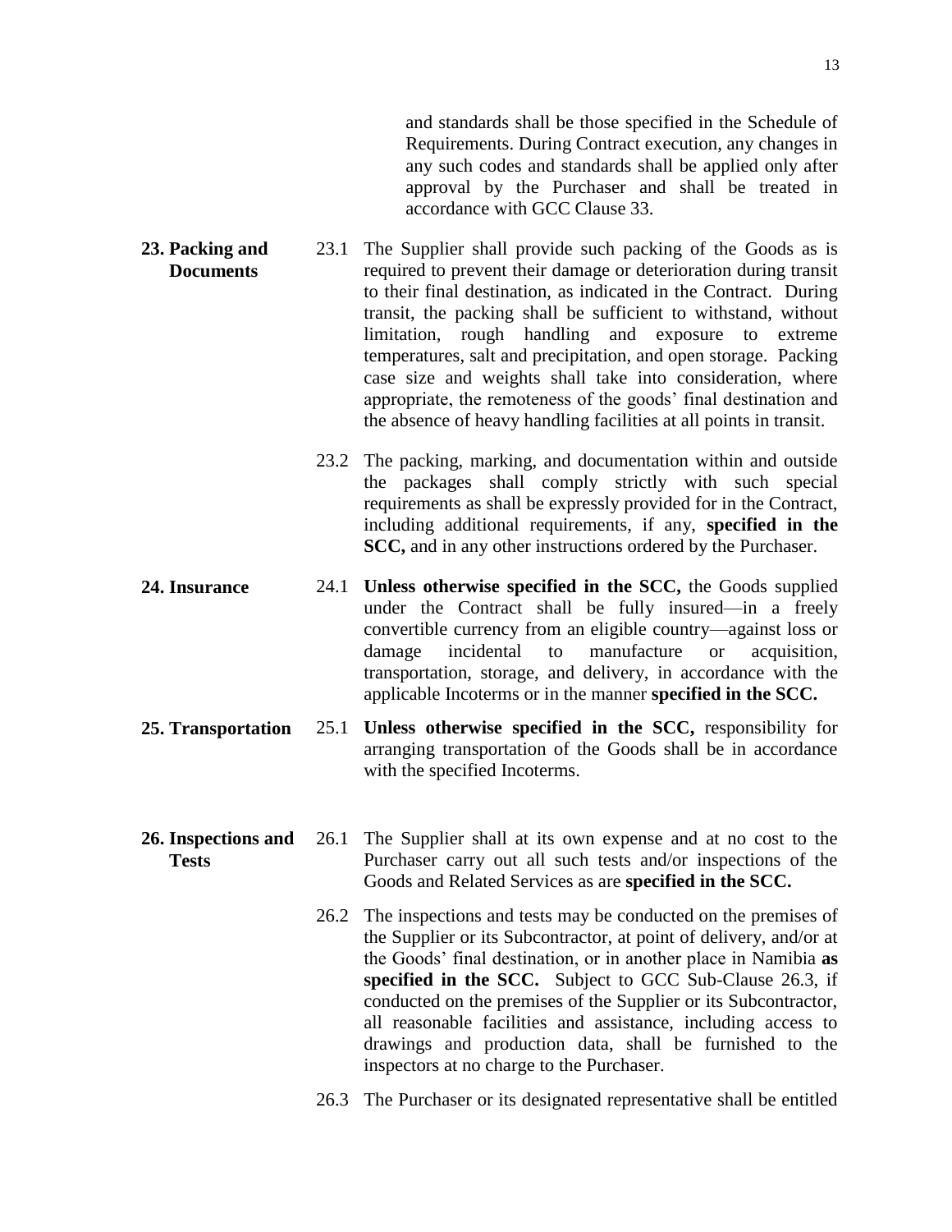and standards shall be those specified in the Schedule of Requirements. During Contract execution, any changes in any such codes and standards shall be applied only after approval by the Purchaser and shall be treated in accordance with GCC Clause 33.

**23. Packing and Documents**

23.1 The Supplier shall provide such packing of the Goods as is required to prevent their damage or deterioration during transit to their final destination, as indicated in the Contract. During transit, the packing shall be sufficient to withstand, without limitation, rough handling and exposure to extreme temperatures, salt and precipitation, and open storage. Packing case size and weights shall take into consideration, where appropriate, the remoteness of the goods' final destination and the absence of heavy handling facilities at all points in transit.

23.2 The packing, marking, and documentation within and outside the packages shall comply strictly with such special requirements as shall be expressly provided for in the Contract, including additional requirements, if any, **specified in the SCC,** and in any other instructions ordered by the Purchaser.

**24. Insurance**

24.1 **Unless otherwise specified in the SCC,** the Goods supplied under the Contract shall be fully insured—in a freely convertible currency from an eligible country—against loss or damage incidental to manufacture or acquisition, transportation, storage, and delivery, in accordance with the applicable Incoterms or in the manner **specified in the SCC.**

**25. Transportation**

25.1 **Unless otherwise specified in the SCC,** responsibility for arranging transportation of the Goods shall be in accordance with the specified Incoterms.

**26. Inspections and Tests**

26.1 The Supplier shall at its own expense and at no cost to the Purchaser carry out all such tests and/or inspections of the Goods and Related Services as are **specified in the SCC.**

26.2 The inspections and tests may be conducted on the premises of the Supplier or its Subcontractor, at point of delivery, and/or at the Goods' final destination, or in another place in Namibia **as specified in the SCC.** Subject to GCC Sub-Clause 26.3, if conducted on the premises of the Supplier or its Subcontractor, all reasonable facilities and assistance, including access to drawings and production data, shall be furnished to the inspectors at no charge to the Purchaser.

26.3 The Purchaser or its designated representative shall be entitled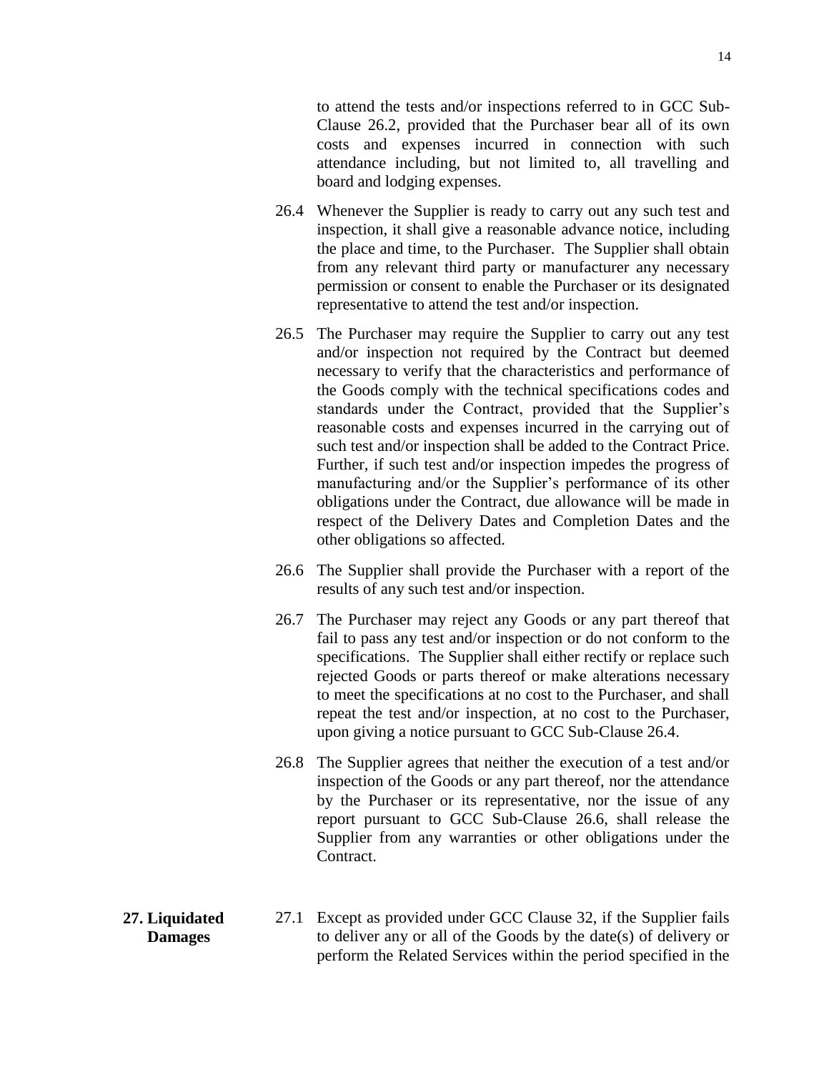to attend the tests and/or inspections referred to in GCC Sub-Clause 26.2, provided that the Purchaser bear all of its own costs and expenses incurred in connection with such attendance including, but not limited to, all travelling and board and lodging expenses.

26.4 Whenever the Supplier is ready to carry out any such test and inspection, it shall give a reasonable advance notice, including the place and time, to the Purchaser. The Supplier shall obtain from any relevant third party or manufacturer any necessary permission or consent to enable the Purchaser or its designated representative to attend the test and/or inspection.

26.5 The Purchaser may require the Supplier to carry out any test and/or inspection not required by the Contract but deemed necessary to verify that the characteristics and performance of the Goods comply with the technical specifications codes and standards under the Contract, provided that the Supplier's reasonable costs and expenses incurred in the carrying out of such test and/or inspection shall be added to the Contract Price. Further, if such test and/or inspection impedes the progress of manufacturing and/or the Supplier's performance of its other obligations under the Contract, due allowance will be made in respect of the Delivery Dates and Completion Dates and the other obligations so affected.

26.6 The Supplier shall provide the Purchaser with a report of the results of any such test and/or inspection.

26.7 The Purchaser may reject any Goods or any part thereof that fail to pass any test and/or inspection or do not conform to the specifications. The Supplier shall either rectify or replace such rejected Goods or parts thereof or make alterations necessary to meet the specifications at no cost to the Purchaser, and shall repeat the test and/or inspection, at no cost to the Purchaser, upon giving a notice pursuant to GCC Sub-Clause 26.4.

26.8 The Supplier agrees that neither the execution of a test and/or inspection of the Goods or any part thereof, nor the attendance by the Purchaser or its representative, nor the issue of any report pursuant to GCC Sub-Clause 26.6, shall release the Supplier from any warranties or other obligations under the Contract.

**27. Liquidated Damages**

27.1 Except as provided under GCC Clause 32, if the Supplier fails to deliver any or all of the Goods by the date(s) of delivery or perform the Related Services within the period specified in the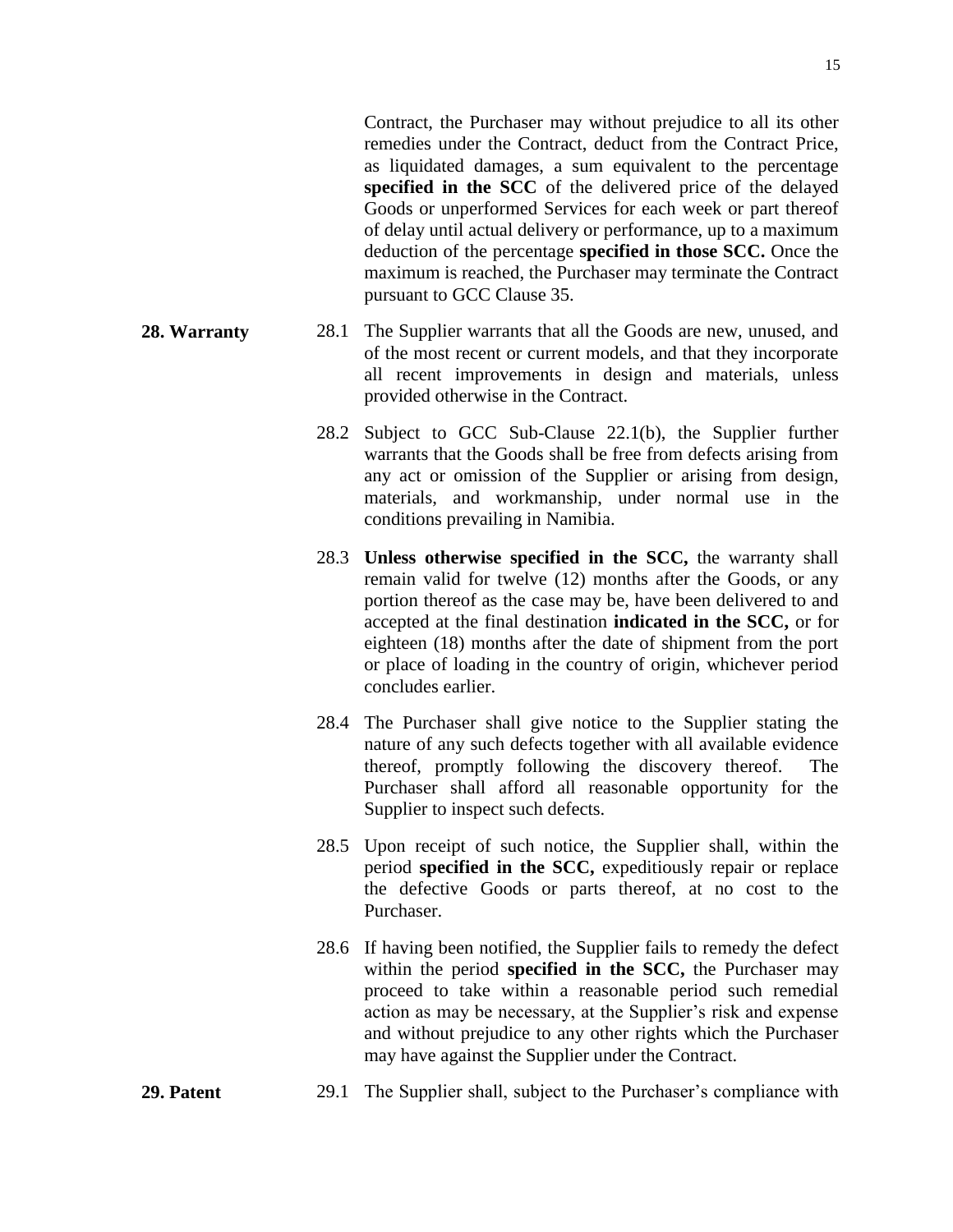Contract, the Purchaser may without prejudice to all its other remedies under the Contract, deduct from the Contract Price, as liquidated damages, a sum equivalent to the percentage **specified in the SCC** of the delivered price of the delayed Goods or unperformed Services for each week or part thereof of delay until actual delivery or performance, up to a maximum deduction of the percentage **specified in those SCC.** Once the maximum is reached, the Purchaser may terminate the Contract pursuant to GCC Clause 35.

**28. Warranty**

28.1 The Supplier warrants that all the Goods are new, unused, and of the most recent or current models, and that they incorporate all recent improvements in design and materials, unless provided otherwise in the Contract.

28.2 Subject to GCC Sub-Clause 22.1(b), the Supplier further warrants that the Goods shall be free from defects arising from any act or omission of the Supplier or arising from design, materials, and workmanship, under normal use in the conditions prevailing in Namibia.

28.3 **Unless otherwise specified in the SCC,** the warranty shall remain valid for twelve (12) months after the Goods, or any portion thereof as the case may be, have been delivered to and accepted at the final destination **indicated in the SCC,** or for eighteen (18) months after the date of shipment from the port or place of loading in the country of origin, whichever period concludes earlier.

28.4 The Purchaser shall give notice to the Supplier stating the nature of any such defects together with all available evidence thereof, promptly following the discovery thereof. The Purchaser shall afford all reasonable opportunity for the Supplier to inspect such defects.

28.5 Upon receipt of such notice, the Supplier shall, within the period **specified in the SCC,** expeditiously repair or replace the defective Goods or parts thereof, at no cost to the Purchaser.

28.6 If having been notified, the Supplier fails to remedy the defect within the period **specified in the SCC,** the Purchaser may proceed to take within a reasonable period such remedial action as may be necessary, at the Supplier's risk and expense and without prejudice to any other rights which the Purchaser may have against the Supplier under the Contract.

**29. Patent**

29.1 The Supplier shall, subject to the Purchaser's compliance with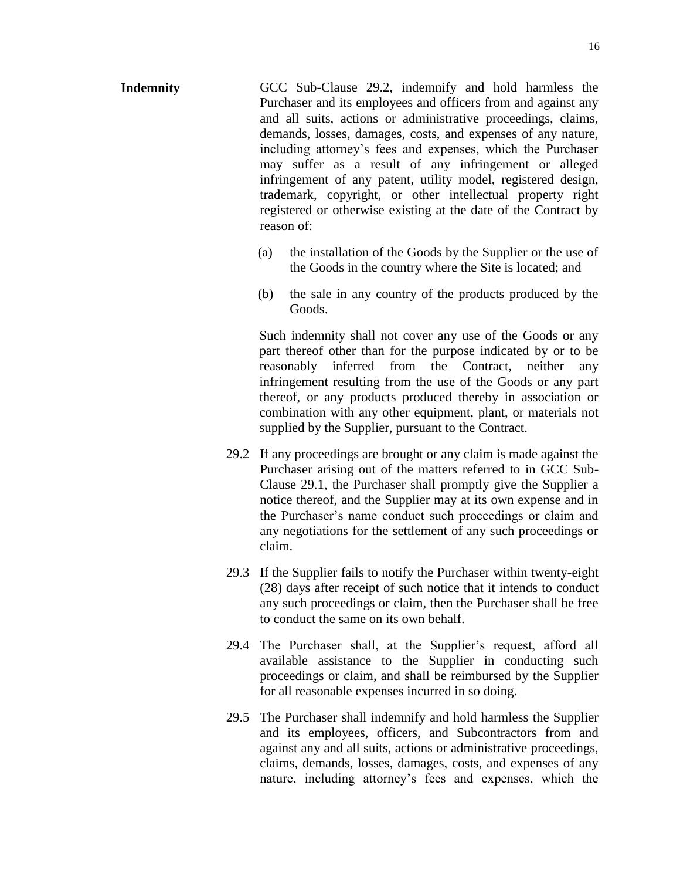**Indemnity**

GCC Sub-Clause 29.2, indemnify and hold harmless the Purchaser and its employees and officers from and against any and all suits, actions or administrative proceedings, claims, demands, losses, damages, costs, and expenses of any nature, including attorney's fees and expenses, which the Purchaser may suffer as a result of any infringement or alleged infringement of any patent, utility model, registered design, trademark, copyright, or other intellectual property right registered or otherwise existing at the date of the Contract by reason of:

(a) the installation of the Goods by the Supplier or the use of the Goods in the country where the Site is located; and

(b) the sale in any country of the products produced by the Goods.

Such indemnity shall not cover any use of the Goods or any part thereof other than for the purpose indicated by or to be reasonably inferred from the Contract, neither any infringement resulting from the use of the Goods or any part thereof, or any products produced thereby in association or combination with any other equipment, plant, or materials not supplied by the Supplier, pursuant to the Contract.

29.2 If any proceedings are brought or any claim is made against the Purchaser arising out of the matters referred to in GCC Sub-Clause 29.1, the Purchaser shall promptly give the Supplier a notice thereof, and the Supplier may at its own expense and in the Purchaser's name conduct such proceedings or claim and any negotiations for the settlement of any such proceedings or claim.

29.3 If the Supplier fails to notify the Purchaser within twenty-eight (28) days after receipt of such notice that it intends to conduct any such proceedings or claim, then the Purchaser shall be free to conduct the same on its own behalf.

29.4 The Purchaser shall, at the Supplier's request, afford all available assistance to the Supplier in conducting such proceedings or claim, and shall be reimbursed by the Supplier for all reasonable expenses incurred in so doing.

29.5 The Purchaser shall indemnify and hold harmless the Supplier and its employees, officers, and Subcontractors from and against any and all suits, actions or administrative proceedings, claims, demands, losses, damages, costs, and expenses of any nature, including attorney's fees and expenses, which the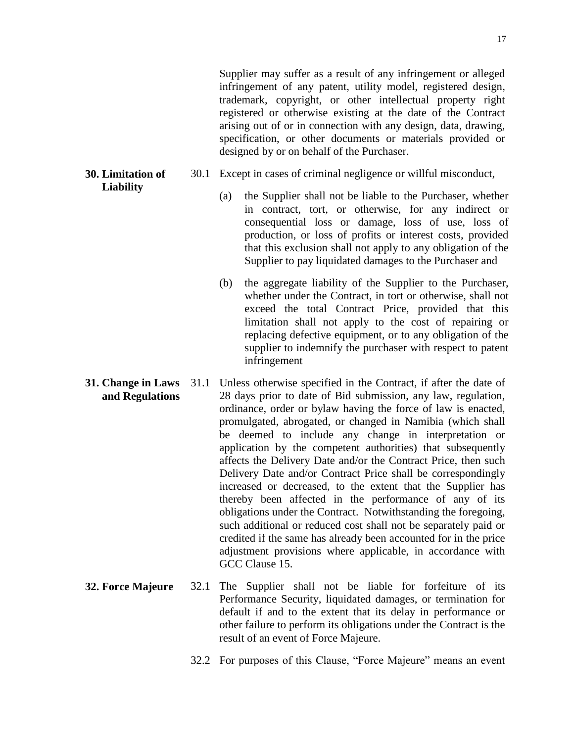Supplier may suffer as a result of any infringement or alleged infringement of any patent, utility model, registered design, trademark, copyright, or other intellectual property right registered or otherwise existing at the date of the Contract arising out of or in connection with any design, data, drawing, specification, or other documents or materials provided or designed by or on behalf of the Purchaser.

**30. Limitation of Liability**

30.1 Except in cases of criminal negligence or willful misconduct,

(a) the Supplier shall not be liable to the Purchaser, whether in contract, tort, or otherwise, for any indirect or consequential loss or damage, loss of use, loss of production, or loss of profits or interest costs, provided that this exclusion shall not apply to any obligation of the Supplier to pay liquidated damages to the Purchaser and

(b) the aggregate liability of the Supplier to the Purchaser, whether under the Contract, in tort or otherwise, shall not exceed the total Contract Price, provided that this limitation shall not apply to the cost of repairing or replacing defective equipment, or to any obligation of the supplier to indemnify the purchaser with respect to patent infringement

**31. Change in Laws and Regulations**

31.1 Unless otherwise specified in the Contract, if after the date of 28 days prior to date of Bid submission, any law, regulation, ordinance, order or bylaw having the force of law is enacted, promulgated, abrogated, or changed in Namibia (which shall be deemed to include any change in interpretation or application by the competent authorities) that subsequently affects the Delivery Date and/or the Contract Price, then such Delivery Date and/or Contract Price shall be correspondingly increased or decreased, to the extent that the Supplier has thereby been affected in the performance of any of its obligations under the Contract. Notwithstanding the foregoing, such additional or reduced cost shall not be separately paid or credited if the same has already been accounted for in the price adjustment provisions where applicable, in accordance with GCC Clause 15.

**32. Force Majeure**

32.1 The Supplier shall not be liable for forfeiture of its Performance Security, liquidated damages, or termination for default if and to the extent that its delay in performance or other failure to perform its obligations under the Contract is the result of an event of Force Majeure.

32.2 For purposes of this Clause, "Force Majeure" means an event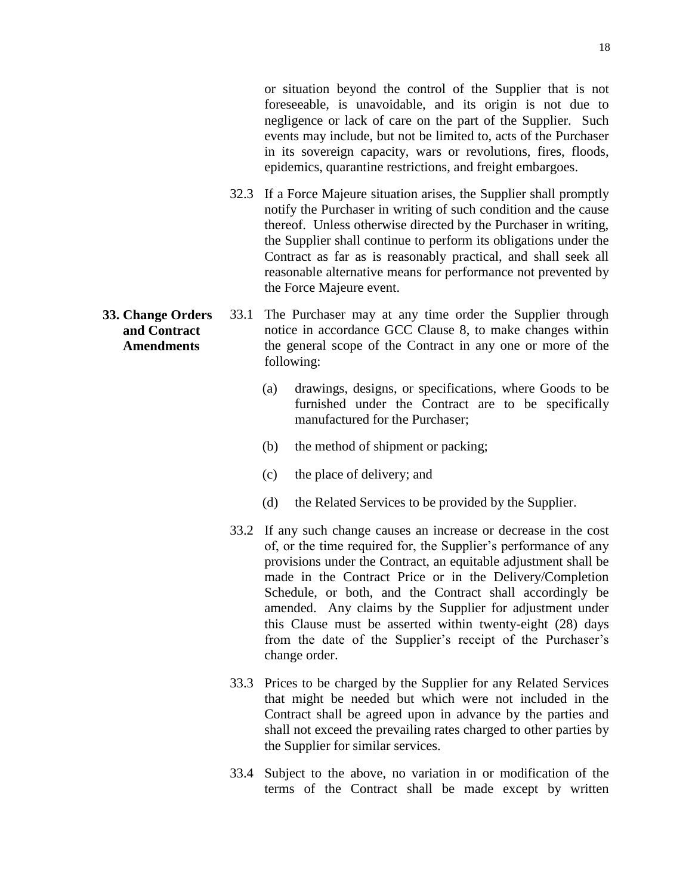or situation beyond the control of the Supplier that is not foreseeable, is unavoidable, and its origin is not due to negligence or lack of care on the part of the Supplier. Such events may include, but not be limited to, acts of the Purchaser in its sovereign capacity, wars or revolutions, fires, floods, epidemics, quarantine restrictions, and freight embargoes.

32.3 If a Force Majeure situation arises, the Supplier shall promptly notify the Purchaser in writing of such condition and the cause thereof. Unless otherwise directed by the Purchaser in writing, the Supplier shall continue to perform its obligations under the Contract as far as is reasonably practical, and shall seek all reasonable alternative means for performance not prevented by the Force Majeure event.

**33. Change Orders and Contract Amendments**

33.1 The Purchaser may at any time order the Supplier through notice in accordance GCC Clause 8, to make changes within the general scope of the Contract in any one or more of the following:

(a) drawings, designs, or specifications, where Goods to be furnished under the Contract are to be specifically manufactured for the Purchaser;

(b) the method of shipment or packing;

(c) the place of delivery; and

(d) the Related Services to be provided by the Supplier.

33.2 If any such change causes an increase or decrease in the cost of, or the time required for, the Supplier's performance of any provisions under the Contract, an equitable adjustment shall be made in the Contract Price or in the Delivery/Completion Schedule, or both, and the Contract shall accordingly be amended. Any claims by the Supplier for adjustment under this Clause must be asserted within twenty-eight (28) days from the date of the Supplier's receipt of the Purchaser's change order.

33.3 Prices to be charged by the Supplier for any Related Services that might be needed but which were not included in the Contract shall be agreed upon in advance by the parties and shall not exceed the prevailing rates charged to other parties by the Supplier for similar services.

33.4 Subject to the above, no variation in or modification of the terms of the Contract shall be made except by written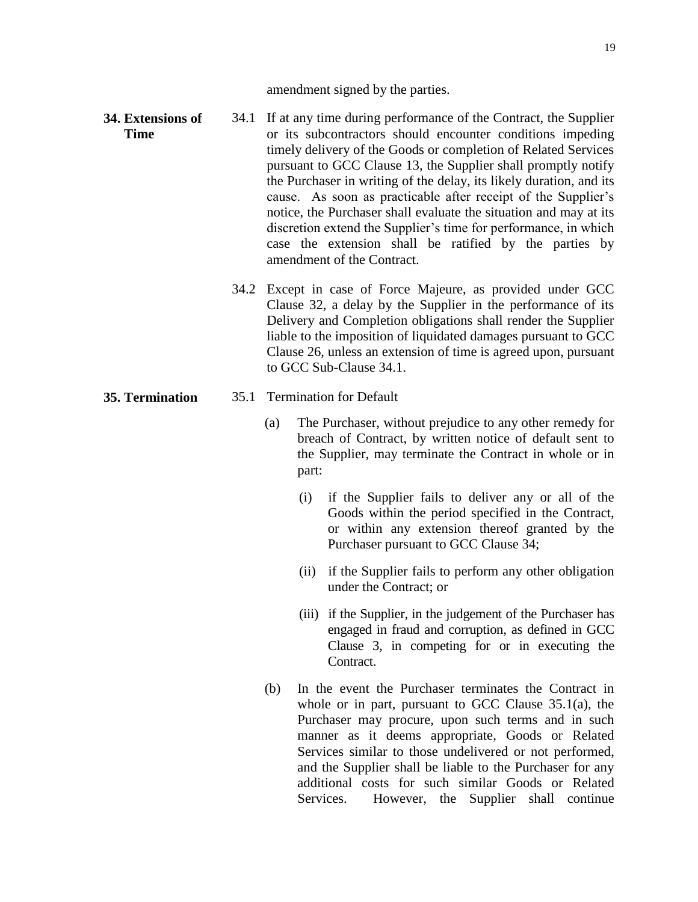amendment signed by the parties.

**34. Extensions of Time**

34.1 If at any time during performance of the Contract, the Supplier or its subcontractors should encounter conditions impeding timely delivery of the Goods or completion of Related Services pursuant to GCC Clause 13, the Supplier shall promptly notify the Purchaser in writing of the delay, its likely duration, and its cause. As soon as practicable after receipt of the Supplier's notice, the Purchaser shall evaluate the situation and may at its discretion extend the Supplier's time for performance, in which case the extension shall be ratified by the parties by amendment of the Contract.

34.2 Except in case of Force Majeure, as provided under GCC Clause 32, a delay by the Supplier in the performance of its Delivery and Completion obligations shall render the Supplier liable to the imposition of liquidated damages pursuant to GCC Clause 26, unless an extension of time is agreed upon, pursuant to GCC Sub-Clause 34.1.

**35. Termination**

35.1 Termination for Default

(a) The Purchaser, without prejudice to any other remedy for breach of Contract, by written notice of default sent to the Supplier, may terminate the Contract in whole or in part:

(i) if the Supplier fails to deliver any or all of the Goods within the period specified in the Contract, or within any extension thereof granted by the Purchaser pursuant to GCC Clause 34;

(ii) if the Supplier fails to perform any other obligation under the Contract; or

(iii) if the Supplier, in the judgement of the Purchaser has engaged in fraud and corruption, as defined in GCC Clause 3, in competing for or in executing the Contract.

(b) In the event the Purchaser terminates the Contract in whole or in part, pursuant to GCC Clause 35.1(a), the Purchaser may procure, upon such terms and in such manner as it deems appropriate, Goods or Related Services similar to those undelivered or not performed, and the Supplier shall be liable to the Purchaser for any additional costs for such similar Goods or Related Services. However, the Supplier shall continue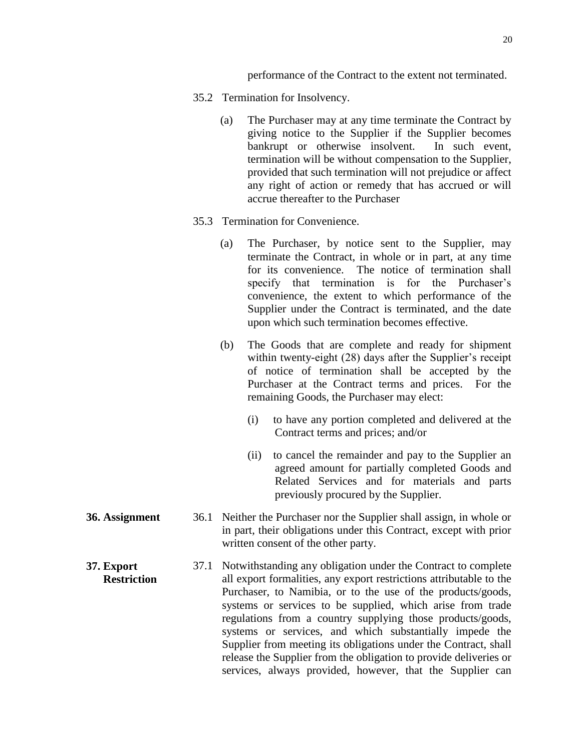performance of the Contract to the extent not terminated.

35.2 Termination for Insolvency.

(a) The Purchaser may at any time terminate the Contract by giving notice to the Supplier if the Supplier becomes bankrupt or otherwise insolvent. In such event, termination will be without compensation to the Supplier, provided that such termination will not prejudice or affect any right of action or remedy that has accrued or will accrue thereafter to the Purchaser

35.3 Termination for Convenience.

(a) The Purchaser, by notice sent to the Supplier, may terminate the Contract, in whole or in part, at any time for its convenience. The notice of termination shall specify that termination is for the Purchaser's convenience, the extent to which performance of the Supplier under the Contract is terminated, and the date upon which such termination becomes effective.

(b) The Goods that are complete and ready for shipment within twenty-eight (28) days after the Supplier's receipt of notice of termination shall be accepted by the Purchaser at the Contract terms and prices. For the remaining Goods, the Purchaser may elect:

(i) to have any portion completed and delivered at the Contract terms and prices; and/or

(ii) to cancel the remainder and pay to the Supplier an agreed amount for partially completed Goods and Related Services and for materials and parts previously procured by the Supplier.

**36. Assignment**

36.1 Neither the Purchaser nor the Supplier shall assign, in whole or in part, their obligations under this Contract, except with prior written consent of the other party.

**37. Export Restriction**

37.1 Notwithstanding any obligation under the Contract to complete all export formalities, any export restrictions attributable to the Purchaser, to Namibia, or to the use of the products/goods, systems or services to be supplied, which arise from trade regulations from a country supplying those products/goods, systems or services, and which substantially impede the Supplier from meeting its obligations under the Contract, shall release the Supplier from the obligation to provide deliveries or services, always provided, however, that the Supplier can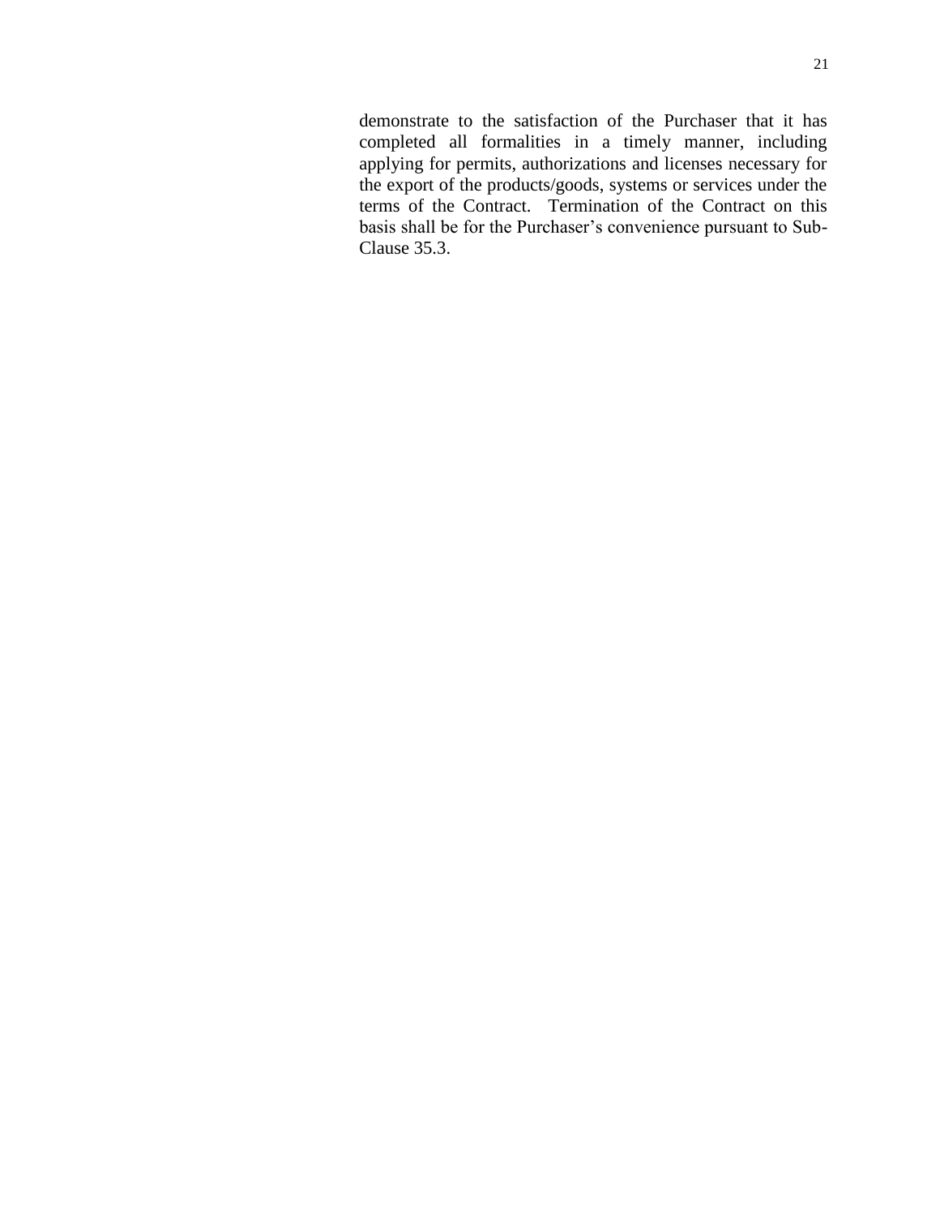demonstrate to the satisfaction of the Purchaser that it has completed all formalities in a timely manner, including applying for permits, authorizations and licenses necessary for the export of the products/goods, systems or services under the terms of the Contract. Termination of the Contract on this basis shall be for the Purchaser's convenience pursuant to Sub-Clause 35.3.